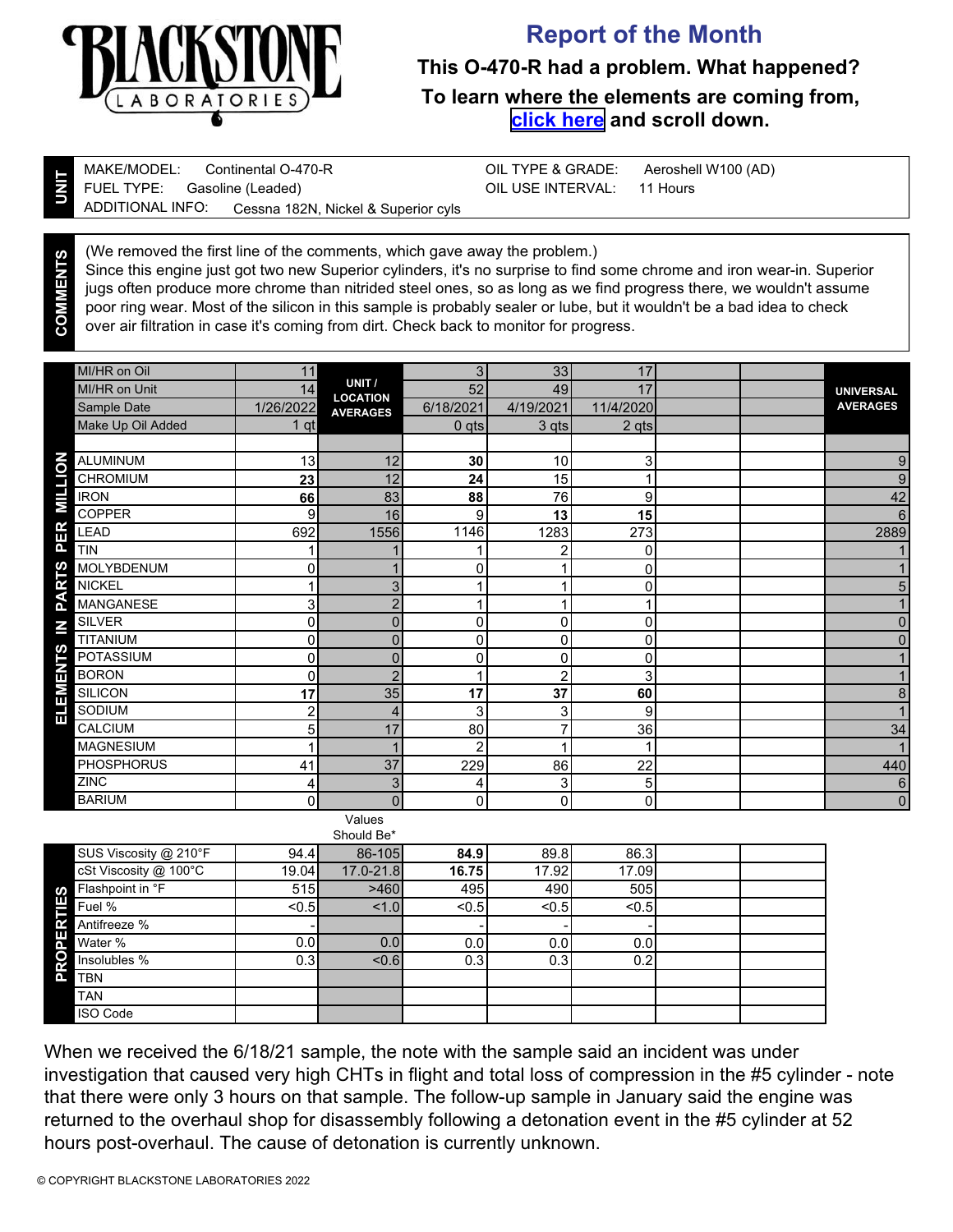BLACKSTONE LABORATORIES

# Report of the Month

**This O-470-R had a problem. What happened?**

**To learn where the elements are coming from, click here and scroll down.**

## UNIT

MAKE/MODEL: Continental O-470-R
FUEL TYPE: Gasoline (Leaded)
ADDITIONAL INFO: Cessna 182N, Nickel & Superior cyls
OIL TYPE & GRADE: Aeroshell W100 (AD)
OIL USE INTERVAL: 11 Hours

## COMMENTS

(We removed the first line of the comments, which gave away the problem.)
Since this engine just got two new Superior cylinders, it's no surprise to find some chrome and iron wear-in. Superior jugs often produce more chrome than nitrided steel ones, so as long as we find progress there, we wouldn't assume poor ring wear. Most of the silicon in this sample is probably sealer or lube, but it wouldn't be a bad idea to check over air filtration in case it's coming from dirt. Check back to monitor for progress.

## ELEMENTS IN PARTS PER MILLION

| | | UNIT / LOCATION AVERAGES | | | | | | UNIVERSAL AVERAGES |
|---|---|---|---|---|---|---|---|---|
| MI/HR on Oil | 11 | | 3 | 33 | 17 | | | |
| MI/HR on Unit | 14 | | 52 | 49 | 17 | | | |
| Sample Date | 1/26/2022 | | 6/18/2021 | 4/19/2021 | 11/4/2020 | | | |
| Make Up Oil Added | 1 qt | | 0 qts | 3 qts | 2 qts | | | |
| ALUMINUM | 13 | 12 | **30** | 10 | 3 | | | 9 |
| CHROMIUM | **23** | 12 | **24** | 15 | 1 | | | 9 |
| IRON | **66** | 83 | **88** | 76 | 9 | | | 42 |
| COPPER | 9 | 16 | 9 | **13** | **15** | | | 6 |
| LEAD | 692 | 1556 | 1146 | 1283 | 273 | | | 2889 |
| TIN | 1 | 1 | 1 | 2 | 0 | | | 1 |
| MOLYBDENUM | 0 | 1 | 0 | 1 | 0 | | | 1 |
| NICKEL | 1 | 3 | 1 | 1 | 0 | | | 5 |
| MANGANESE | 3 | 2 | 1 | 1 | 1 | | | 1 |
| SILVER | 0 | 0 | 0 | 0 | 0 | | | 0 |
| TITANIUM | 0 | 0 | 0 | 0 | 0 | | | 0 |
| POTASSIUM | 0 | 0 | 0 | 0 | 0 | | | 1 |
| BORON | 0 | 2 | 1 | 2 | 3 | | | 1 |
| SILICON | **17** | 35 | **17** | **37** | **60** | | | 8 |
| SODIUM | 2 | 4 | 3 | 3 | 9 | | | 1 |
| CALCIUM | 5 | 17 | 80 | 7 | 36 | | | 34 |
| MAGNESIUM | 1 | 1 | 2 | 1 | 1 | | | 1 |
| PHOSPHORUS | 41 | 37 | 229 | 86 | 22 | | | 440 |
| ZINC | 4 | 3 | 4 | 3 | 5 | | | 6 |
| BARIUM | 0 | 0 | 0 | 0 | 0 | | | 0 |

## PROPERTIES

| | | Values Should Be* | | | | | |
|---|---|---|---|---|---|---|---|
| SUS Viscosity @ 210°F | 94.4 | 86-105 | **84.9** | 89.8 | 86.3 | | |
| cSt Viscosity @ 100°C | 19.04 | 17.0-21.8 | **16.75** | 17.92 | 17.09 | | |
| Flashpoint in °F | 515 | >460 | 495 | 490 | 505 | | |
| Fuel % | <0.5 | <1.0 | <0.5 | <0.5 | <0.5 | | |
| Antifreeze % | - | | - | - | - | | |
| Water % | 0.0 | 0.0 | 0.0 | 0.0 | 0.0 | | |
| Insolubles % | 0.3 | <0.6 | 0.3 | 0.3 | 0.2 | | |
| TBN | | | | | | | |
| TAN | | | | | | | |
| ISO Code | | | | | | | |

When we received the 6/18/21 sample, the note with the sample said an incident was under investigation that caused very high CHTs in flight and total loss of compression in the #5 cylinder - note that there were only 3 hours on that sample. The follow-up sample in January said the engine was returned to the overhaul shop for disassembly following a detonation event in the #5 cylinder at 52 hours post-overhaul. The cause of detonation is currently unknown.

© COPYRIGHT BLACKSTONE LABORATORIES 2022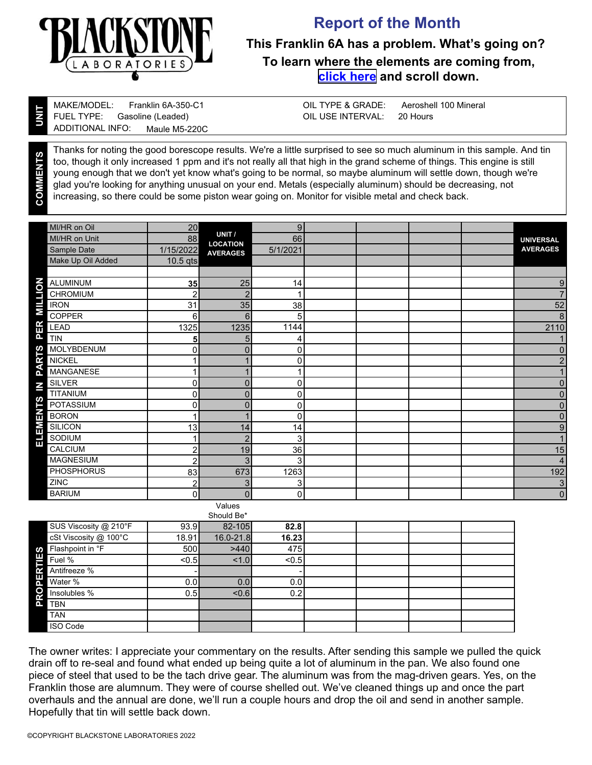# BLACKSTONE LABORATORIES

## Report of the Month

**This Franklin 6A has a problem. What's going on?**

**To learn where the elements are coming from, click here and scroll down.**

**UNIT**

MAKE/MODEL: Franklin 6A-350-C1
FUEL TYPE: Gasoline (Leaded)
ADDITIONAL INFO: Maule M5-220C

OIL TYPE & GRADE: Aeroshell 100 Mineral
OIL USE INTERVAL: 20 Hours

**COMMENTS**

Thanks for noting the good borescope results. We're a little surprised to see so much aluminum in this sample. And tin too, though it only increased 1 ppm and it's not really all that high in the grand scheme of things. This engine is still young enough that we don't yet know what's going to be normal, so maybe aluminum will settle down, though we're glad you're looking for anything unusual on your end. Metals (especially aluminum) should be decreasing, not increasing, so there could be some piston wear going on. Monitor for visible metal and check back.

| | | UNIT / LOCATION AVERAGES | | | | | | UNIVERSAL AVERAGES |
|---|---|---|---|---|---|---|---|---|
| MI/HR on Oil | 20 | | 9 | | | | | |
| MI/HR on Unit | 88 | | 66 | | | | | |
| Sample Date | 1/15/2022 | | 5/1/2021 | | | | | |
| Make Up Oil Added | 10.5 qts | | | | | | | |

**ELEMENTS IN PARTS PER MILLION**

| Element | | Unit / Location Averages | | | | | | Universal Averages |
|---|---|---|---|---|---|---|---|---|
| ALUMINUM | **35** | 25 | 14 | | | | | 9 |
| CHROMIUM | 2 | 2 | 1 | | | | | 7 |
| IRON | 31 | 35 | 38 | | | | | 52 |
| COPPER | 6 | 6 | 5 | | | | | 8 |
| LEAD | 1325 | 1235 | 1144 | | | | | 2110 |
| TIN | **5** | 5 | 4 | | | | | 1 |
| MOLYBDENUM | 0 | 0 | 0 | | | | | 0 |
| NICKEL | 1 | 1 | 0 | | | | | 2 |
| MANGANESE | 1 | 1 | 1 | | | | | 1 |
| SILVER | 0 | 0 | 0 | | | | | 0 |
| TITANIUM | 0 | 0 | 0 | | | | | 0 |
| POTASSIUM | 0 | 0 | 0 | | | | | 0 |
| BORON | 1 | 1 | 0 | | | | | 0 |
| SILICON | 13 | 14 | 14 | | | | | 9 |
| SODIUM | 1 | 2 | 3 | | | | | 1 |
| CALCIUM | 2 | 19 | 36 | | | | | 15 |
| MAGNESIUM | 2 | 3 | 3 | | | | | 4 |
| PHOSPHORUS | 83 | 673 | 1263 | | | | | 192 |
| ZINC | 2 | 3 | 3 | | | | | 3 |
| BARIUM | 0 | 0 | 0 | | | | | 0 |

**PROPERTIES**

| Property | | Values Should Be* | | | | | |
|---|---|---|---|---|---|---|---|
| SUS Viscosity @ 210°F | 93.9 | 82-105 | **82.8** | | | | |
| cSt Viscosity @ 100°C | 18.91 | 16.0-21.8 | **16.23** | | | | |
| Flashpoint in °F | 500 | >440 | 475 | | | | |
| Fuel % | <0.5 | <1.0 | <0.5 | | | | |
| Antifreeze % | - | | - | | | | |
| Water % | 0.0 | 0.0 | 0.0 | | | | |
| Insolubles % | 0.5 | <0.6 | 0.2 | | | | |
| TBN | | | | | | | |
| TAN | | | | | | | |
| ISO Code | | | | | | | |

The owner writes: I appreciate your commentary on the results. After sending this sample we pulled the quick drain off to re-seal and found what ended up being quite a lot of aluminum in the pan. We also found one piece of steel that used to be the tach drive gear. The aluminum was from the mag-driven gears. Yes, on the Franklin those are alumnum. They were of course shelled out. We've cleaned things up and once the part overhauls and the annual are done, we'll run a couple hours and drop the oil and send in another sample. Hopefully that tin will settle back down.

©COPYRIGHT BLACKSTONE LABORATORIES 2022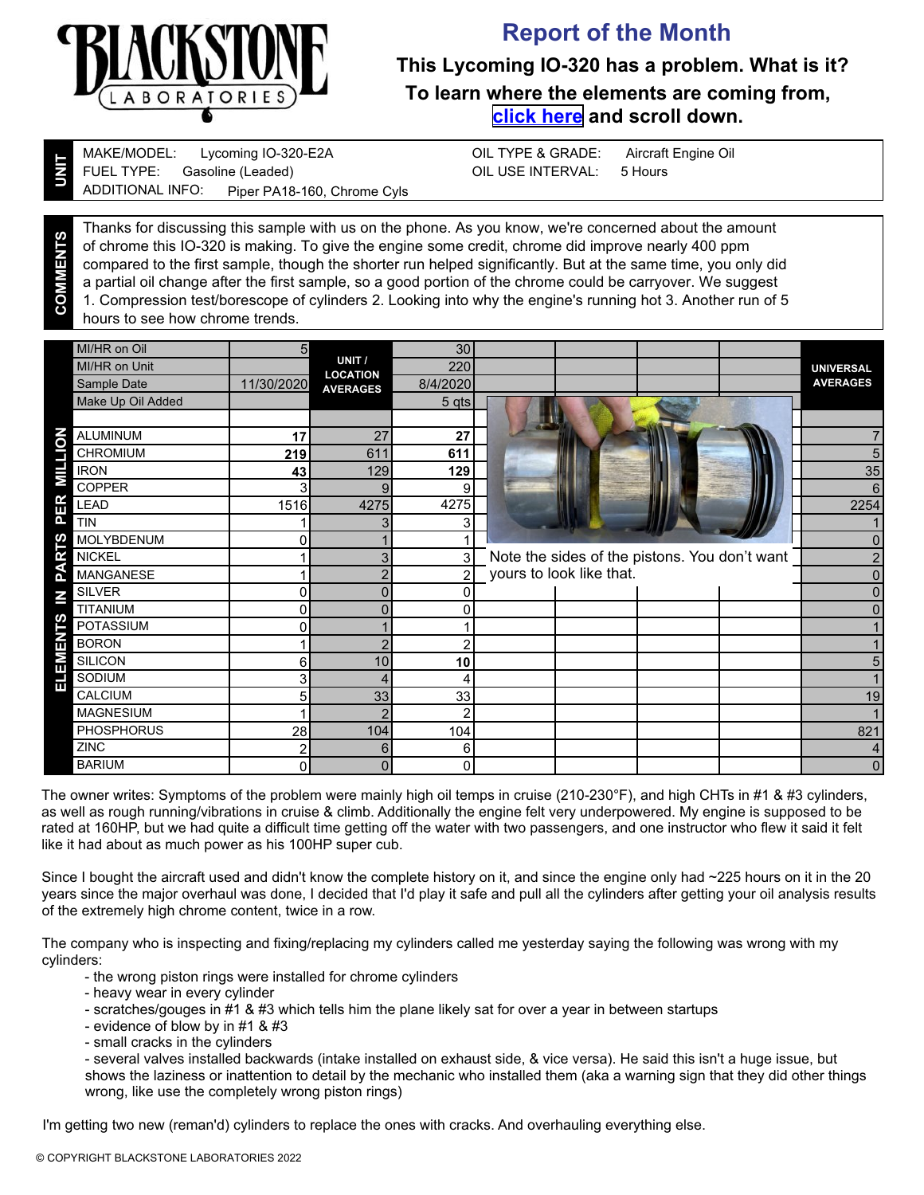# Report of the Month

**This Lycoming IO-320 has a problem. What is it?**

**To learn where the elements are coming from, click here and scroll down.**

| UNIT | | | |
|---|---|---|---|
| MAKE/MODEL: | Lycoming IO-320-E2A | OIL TYPE & GRADE: | Aircraft Engine Oil |
| FUEL TYPE: | Gasoline (Leaded) | OIL USE INTERVAL: | 5 Hours |
| ADDITIONAL INFO: | Piper PA18-160, Chrome Cyls | | |

**COMMENTS**

Thanks for discussing this sample with us on the phone. As you know, we're concerned about the amount of chrome this IO-320 is making. To give the engine some credit, chrome did improve nearly 400 ppm compared to the first sample, though the shorter run helped significantly. But at the same time, you only did a partial oil change after the first sample, so a good portion of the chrome could be carryover. We suggest 1. Compression test/borescope of cylinders 2. Looking into why the engine's running hot 3. Another run of 5 hours to see how chrome trends.

| | | UNIT / LOCATION AVERAGES | | UNIVERSAL AVERAGES |
|---|---|---|---|---|
| MI/HR on Oil | 5 | | 30 | |
| MI/HR on Unit | | | 220 | |
| Sample Date | 11/30/2020 | | 8/4/2020 | |
| Make Up Oil Added | | | 5 qts | |
| **ELEMENTS IN PARTS PER MILLION** | | | | |
| ALUMINUM | **17** | 27 | **27** | 7 |
| CHROMIUM | **219** | 611 | **611** | 5 |
| IRON | **43** | 129 | **129** | 35 |
| COPPER | 3 | 9 | 9 | 6 |
| LEAD | 1516 | 4275 | 4275 | 2254 |
| TIN | 1 | 3 | 3 | 1 |
| MOLYBDENUM | 0 | 1 | 1 | 0 |
| NICKEL | 1 | 3 | 3 | 2 |
| MANGANESE | 1 | 2 | 2 | 0 |
| SILVER | 0 | 0 | 0 | 0 |
| TITANIUM | 0 | 0 | 0 | 0 |
| POTASSIUM | 0 | 1 | 1 | 1 |
| BORON | 1 | 2 | 2 | 1 |
| SILICON | 6 | 10 | **10** | 5 |
| SODIUM | 3 | 4 | 4 | 1 |
| CALCIUM | 5 | 33 | 33 | 19 |
| MAGNESIUM | 1 | 2 | 2 | 1 |
| PHOSPHORUS | 28 | 104 | 104 | 821 |
| ZINC | 2 | 6 | 6 | 4 |
| BARIUM | 0 | 0 | 0 | 0 |

Note the sides of the pistons. You don't want yours to look like that.

The owner writes: Symptoms of the problem were mainly high oil temps in cruise (210-230°F), and high CHTs in #1 & #3 cylinders, as well as rough running/vibrations in cruise & climb. Additionally the engine felt very underpowered. My engine is supposed to be rated at 160HP, but we had quite a difficult time getting off the water with two passengers, and one instructor who flew it said it felt like it had about as much power as his 100HP super cub.

Since I bought the aircraft used and didn't know the complete history on it, and since the engine only had ~225 hours on it in the 20 years since the major overhaul was done, I decided that I'd play it safe and pull all the cylinders after getting your oil analysis results of the extremely high chrome content, twice in a row.

The company who is inspecting and fixing/replacing my cylinders called me yesterday saying the following was wrong with my cylinders:

- the wrong piston rings were installed for chrome cylinders
- heavy wear in every cylinder
- scratches/gouges in #1 & #3 which tells him the plane likely sat for over a year in between startups
- evidence of blow by in #1 & #3
- small cracks in the cylinders
- several valves installed backwards (intake installed on exhaust side, & vice versa). He said this isn't a huge issue, but shows the laziness or inattention to detail by the mechanic who installed them (aka a warning sign that they did other things wrong, like use the completely wrong piston rings)

I'm getting two new (reman'd) cylinders to replace the ones with cracks. And overhauling everything else.

© COPYRIGHT BLACKSTONE LABORATORIES 2022